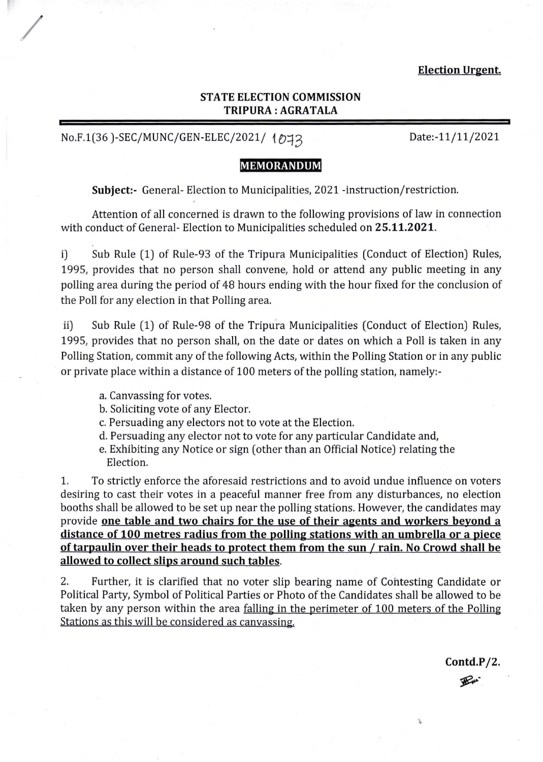**Election Urgent.**

**STATE ELECTION COMMISSION**
**TRIPURA : AGRATALA**

No.F.1(36 )-SEC/MUNC/GEN-ELEC/2021/ 1073 Date:-11/11/2021

**MEMORANDUM**

**Subject:-** General- Election to Municipalities, 2021 -instruction/restriction.

Attention of all concerned is drawn to the following provisions of law in connection with conduct of General- Election to Municipalities scheduled on **25.11.2021.**

i) Sub Rule (1) of Rule-93 of the Tripura Municipalities (Conduct of Election) Rules, 1995, provides that no person shall convene, hold or attend any public meeting in any polling area during the period of 48 hours ending with the hour fixed for the conclusion of the Poll for any election in that Polling area.

ii) Sub Rule (1) of Rule-98 of the Tripura Municipalities (Conduct of Election) Rules, 1995, provides that no person shall, on the date or dates on which a Poll is taken in any Polling Station, commit any of the following Acts, within the Polling Station or in any public or private place within a distance of 100 meters of the polling station, namely:-

a. Canvassing for votes.
b. Soliciting vote of any Elector.
c. Persuading any electors not to vote at the Election.
d. Persuading any elector not to vote for any particular Candidate and,
e. Exhibiting any Notice or sign (other than an Official Notice) relating the Election.

1. To strictly enforce the aforesaid restrictions and to avoid undue influence on voters desiring to cast their votes in a peaceful manner free from any disturbances, no election booths shall be allowed to be set up near the polling stations. However, the candidates may provide **one table and two chairs for the use of their agents and workers beyond a distance of 100 metres radius from the polling stations with an umbrella or a piece of tarpaulin over their heads to protect them from the sun / rain. No Crowd shall be allowed to collect slips around such tables**.

2. Further, it is clarified that no voter slip bearing name of Contesting Candidate or Political Party, Symbol of Political Parties or Photo of the Candidates shall be allowed to be taken by any person within the area falling in the perimeter of 100 meters of the Polling Stations as this will be considered as canvassing.

**Contd.P/2.**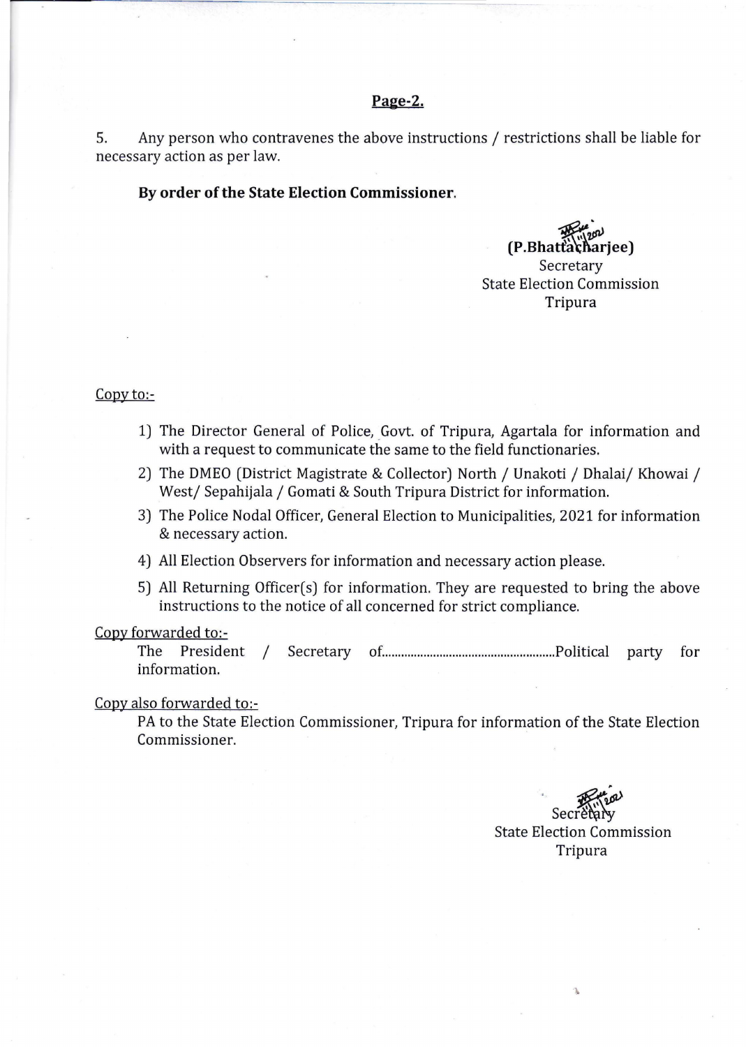**Page-2.**

5. Any person who contravenes the above instructions / restrictions shall be liable for necessary action as per law.

**By order of the State Election Commissioner.**

**(P.Bhattacharjee)**
Secretary
State Election Commission
Tripura

Copy to:-

1) The Director General of Police, Govt. of Tripura, Agartala for information and with a request to communicate the same to the field functionaries.
2) The DMEO (District Magistrate & Collector) North / Unakoti / Dhalai/ Khowai / West/ Sepahijala / Gomati & South Tripura District for information.
3) The Police Nodal Officer, General Election to Municipalities, 2021 for information & necessary action.
4) All Election Observers for information and necessary action please.
5) All Returning Officer(s) for information. They are requested to bring the above instructions to the notice of all concerned for strict compliance.

Copy forwarded to:-

The President / Secretary of......................................................Political party for information.

Copy also forwarded to:-

PA to the State Election Commissioner, Tripura for information of the State Election Commissioner.

Secretary
State Election Commission
Tripura